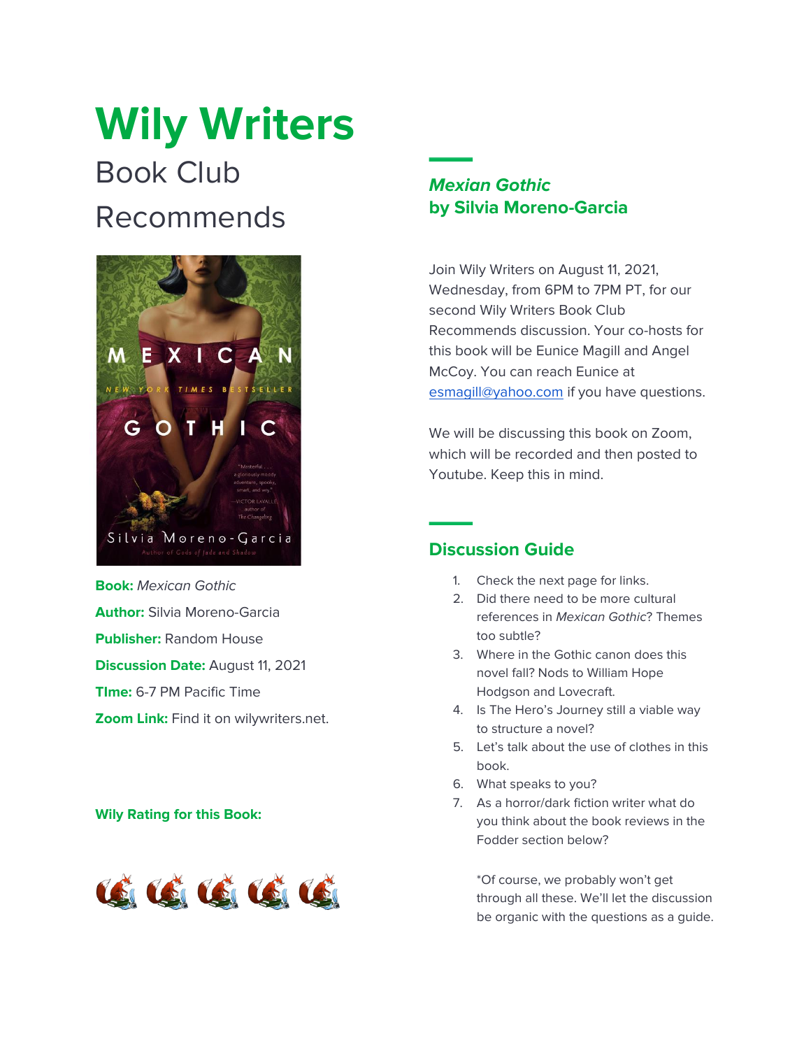# Wily Writers

## Book Club Recommends

**Book:** *Mexican Gothic*

**Author:** Silvia Moreno-Garcia

**Publisher:** Random House

**Discussion Date:** August 11, 2021

**TIme:** 6-7 PM Pacific Time

**Zoom Link:** Find it on wilywriters.net.

**Wily Rating for this Book:**

## *Mexican Gothic* by Silvia Moreno-Garcia

Join Wily Writers on August 11, 2021, Wednesday, from 6PM to 7PM PT, for our second Wily Writers Book Club Recommends discussion. Your co-hosts for this book will be Eunice Magill and Angel McCoy. You can reach Eunice at esmagill@yahoo.com if you have questions.

We will be discussing this book on Zoom, which will be recorded and then posted to Youtube. Keep this in mind.

## Discussion Guide

1. Check the next page for links.
2. Did there need to be more cultural references in *Mexican Gothic*? Themes too subtle?
3. Where in the Gothic canon does this novel fall? Nods to William Hope Hodgson and Lovecraft.
4. Is The Hero's Journey still a viable way to structure a novel?
5. Let's talk about the use of clothes in this book.
6. What speaks to you?
7. As a horror/dark fiction writer what do you think about the book reviews in the Fodder section below?

*Of course, we probably won't get through all these. We'll let the discussion be organic with the questions as a guide.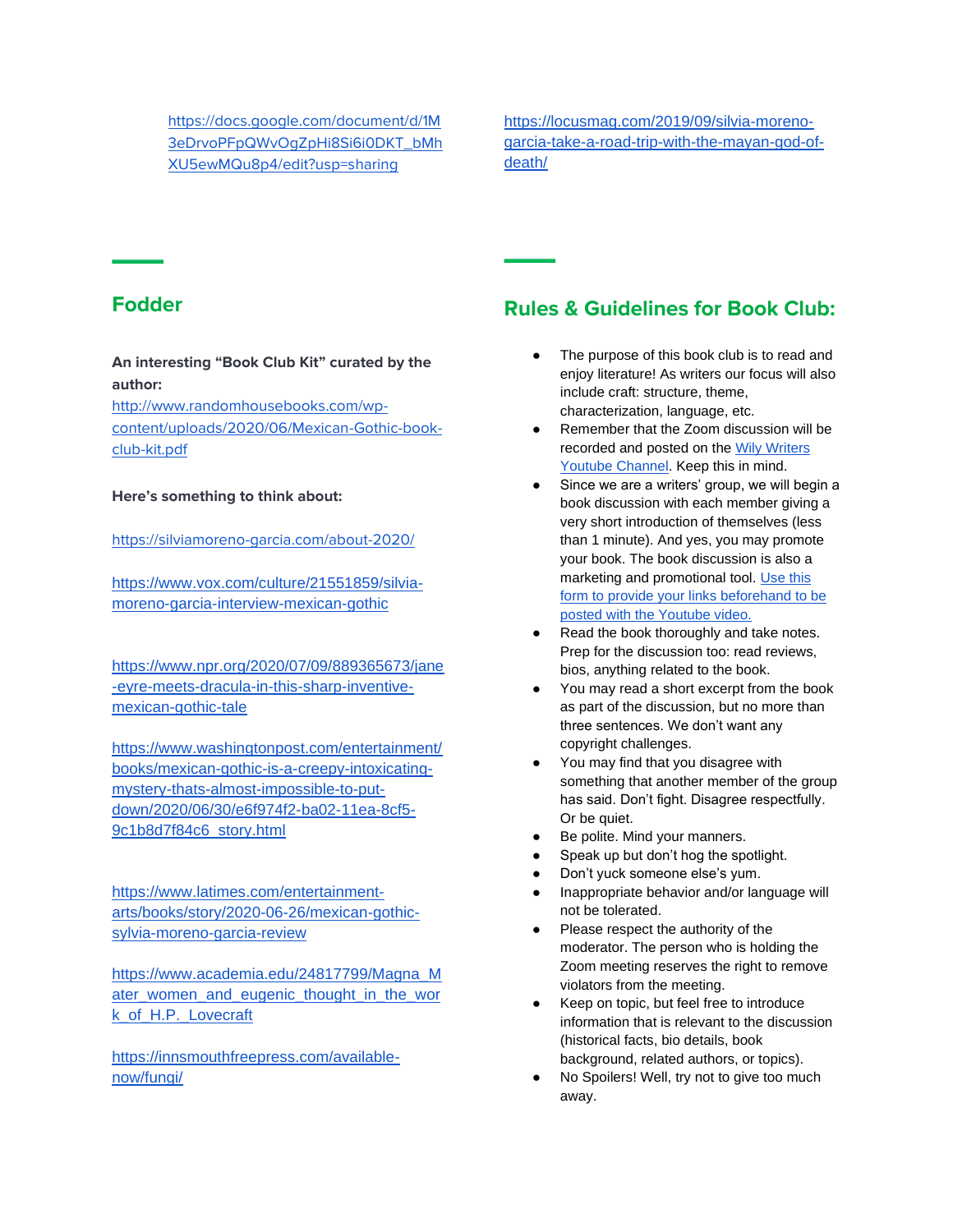https://docs.google.com/document/d/1M3eDrvoPFpQWvOgZpHi8Si6i0DKT_bMhXU5ewMQu8p4/edit?usp=sharing

https://locusmag.com/2019/09/silvia-moreno-garcia-take-a-road-trip-with-the-mayan-god-of-death/

## Fodder

**An interesting "Book Club Kit" curated by the author:**
http://www.randomhousebooks.com/wp-content/uploads/2020/06/Mexican-Gothic-book-club-kit.pdf

**Here's something to think about:**

https://silviamoreno-garcia.com/about-2020/

https://www.vox.com/culture/21551859/silvia-moreno-garcia-interview-mexican-gothic

https://www.npr.org/2020/07/09/889365673/jane-eyre-meets-dracula-in-this-sharp-inventive-mexican-gothic-tale

https://www.washingtonpost.com/entertainment/books/mexican-gothic-is-a-creepy-intoxicating-mystery-thats-almost-impossible-to-put-down/2020/06/30/e6f974f2-ba02-11ea-8cf5-9c1b8d7f84c6_story.html

https://www.latimes.com/entertainment-arts/books/story/2020-06-26/mexican-gothic-sylvia-moreno-garcia-review

https://www.academia.edu/24817799/Magna_Mater_women_and_eugenic_thought_in_the_work_of_H.P._Lovecraft

https://innsmouthfreepress.com/available-now/fungi/

## Rules & Guidelines for Book Club:

- The purpose of this book club is to read and enjoy literature! As writers our focus will also include craft: structure, theme, characterization, language, etc.
- Remember that the Zoom discussion will be recorded and posted on the Wily Writers Youtube Channel. Keep this in mind.
- Since we are a writers' group, we will begin a book discussion with each member giving a very short introduction of themselves (less than 1 minute). And yes, you may promote your book. The book discussion is also a marketing and promotional tool. Use this form to provide your links beforehand to be posted with the Youtube video.
- Read the book thoroughly and take notes. Prep for the discussion too: read reviews, bios, anything related to the book.
- You may read a short excerpt from the book as part of the discussion, but no more than three sentences. We don't want any copyright challenges.
- You may find that you disagree with something that another member of the group has said. Don't fight. Disagree respectfully. Or be quiet.
- Be polite. Mind your manners.
- Speak up but don't hog the spotlight.
- Don't yuck someone else's yum.
- Inappropriate behavior and/or language will not be tolerated.
- Please respect the authority of the moderator. The person who is holding the Zoom meeting reserves the right to remove violators from the meeting.
- Keep on topic, but feel free to introduce information that is relevant to the discussion (historical facts, bio details, book background, related authors, or topics).
- No Spoilers! Well, try not to give too much away.